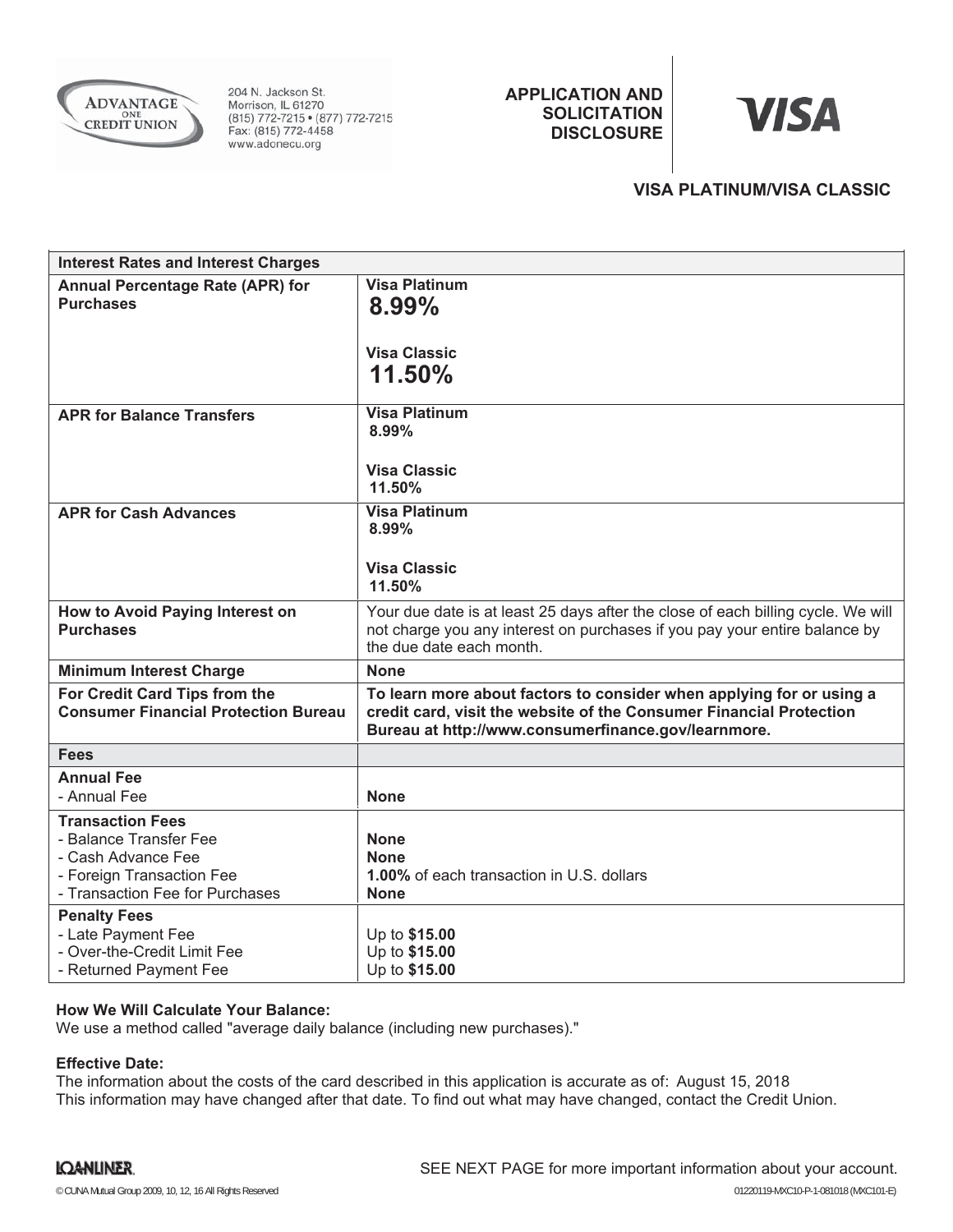Advantage One Credit Union
204 N. Jackson St.
Morrison, IL 61270
(815) 772-7215 • (877) 772-7215
Fax: (815) 772-4458
www.adonecu.org

# APPLICATION AND SOLICITATION DISCLOSURE

VISA

## VISA PLATINUM/VISA CLASSIC

| Interest Rates and Interest Charges | |
|---|---|
| **Annual Percentage Rate (APR) for Purchases** | **Visa Platinum**<br>**8.99%**<br><br>**Visa Classic**<br>**11.50%** |
| **APR for Balance Transfers** | **Visa Platinum**<br>**8.99%**<br><br>**Visa Classic**<br>**11.50%** |
| **APR for Cash Advances** | **Visa Platinum**<br>**8.99%**<br><br>**Visa Classic**<br>**11.50%** |
| **How to Avoid Paying Interest on Purchases** | Your due date is at least 25 days after the close of each billing cycle. We will not charge you any interest on purchases if you pay your entire balance by the due date each month. |
| **Minimum Interest Charge** | **None** |
| **For Credit Card Tips from the Consumer Financial Protection Bureau** | **To learn more about factors to consider when applying for or using a credit card, visit the website of the Consumer Financial Protection Bureau at http://www.consumerfinance.gov/learnmore.** |
| **Fees** | |
| **Annual Fee**<br>- Annual Fee | <br>**None** |
| **Transaction Fees**<br>- Balance Transfer Fee<br>- Cash Advance Fee<br>- Foreign Transaction Fee<br>- Transaction Fee for Purchases | <br>**None**<br>**None**<br>**1.00%** of each transaction in U.S. dollars<br>**None** |
| **Penalty Fees**<br>- Late Payment Fee<br>- Over-the-Credit Limit Fee<br>- Returned Payment Fee | <br>Up to **$15.00**<br>Up to **$15.00**<br>Up to **$15.00** |

**How We Will Calculate Your Balance:**
We use a method called "average daily balance (including new purchases)."

**Effective Date:**
The information about the costs of the card described in this application is accurate as of: August 15, 2018
This information may have changed after that date. To find out what may have changed, contact the Credit Union.

LOANLINER.

SEE NEXT PAGE for more important information about your account.

© CUNA Mutual Group 2009, 10, 12, 16 All Rights Reserved

01220119-MXC10-P-1-081018 (MXC101-E)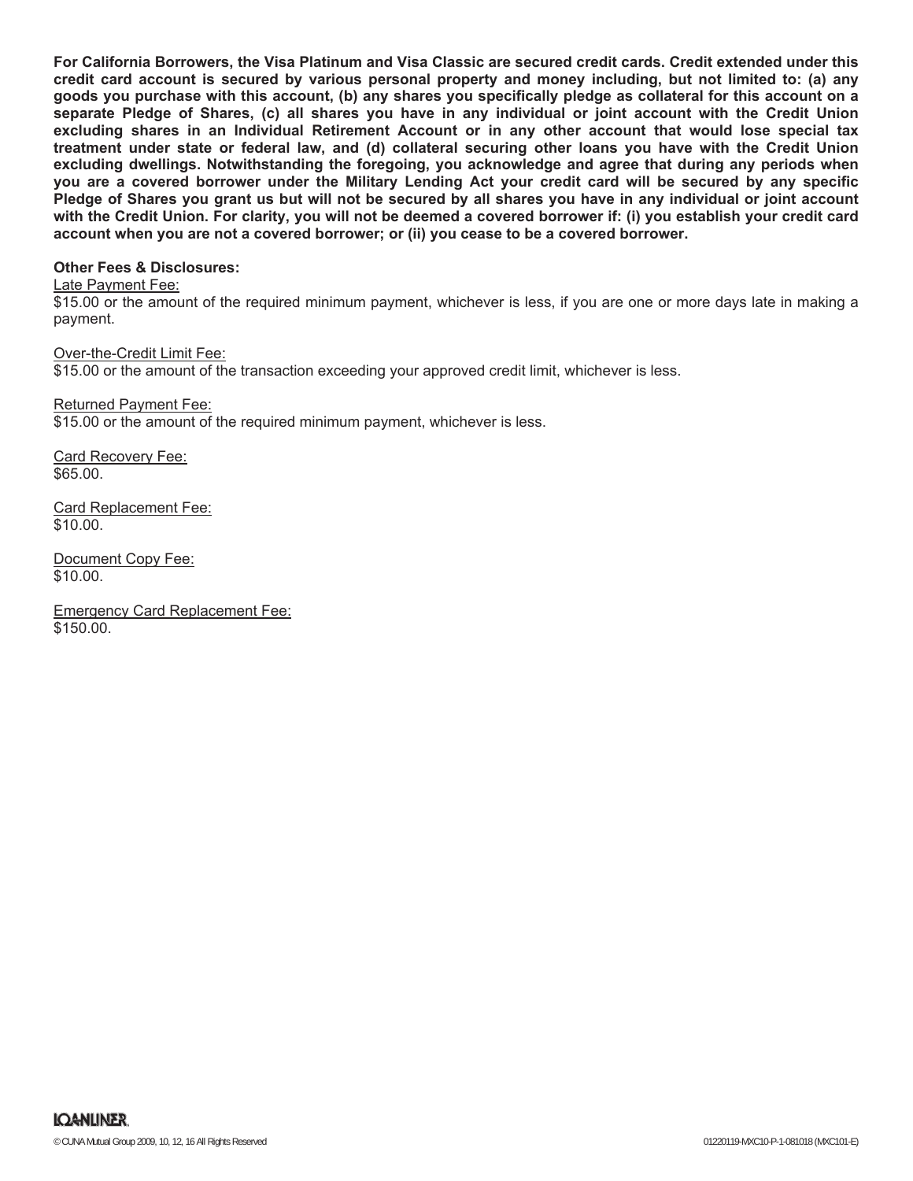**For California Borrowers, the Visa Platinum and Visa Classic are secured credit cards. Credit extended under this credit card account is secured by various personal property and money including, but not limited to: (a) any goods you purchase with this account, (b) any shares you specifically pledge as collateral for this account on a separate Pledge of Shares, (c) all shares you have in any individual or joint account with the Credit Union excluding shares in an Individual Retirement Account or in any other account that would lose special tax treatment under state or federal law, and (d) collateral securing other loans you have with the Credit Union excluding dwellings. Notwithstanding the foregoing, you acknowledge and agree that during any periods when you are a covered borrower under the Military Lending Act your credit card will be secured by any specific Pledge of Shares you grant us but will not be secured by all shares you have in any individual or joint account with the Credit Union. For clarity, you will not be deemed a covered borrower if: (i) you establish your credit card account when you are not a covered borrower; or (ii) you cease to be a covered borrower.**

**Other Fees & Disclosures:**

Late Payment Fee:
$15.00 or the amount of the required minimum payment, whichever is less, if you are one or more days late in making a payment.

Over-the-Credit Limit Fee:
$15.00 or the amount of the transaction exceeding your approved credit limit, whichever is less.

Returned Payment Fee:
$15.00 or the amount of the required minimum payment, whichever is less.

Card Recovery Fee:
$65.00.

Card Replacement Fee:
$10.00.

Document Copy Fee:
$10.00.

Emergency Card Replacement Fee:
$150.00.

LOANLINER.

© CUNA Mutual Group 2009, 10, 12, 16 All Rights Reserved

01220119-MXC10-P-1-081018 (MXC101-E)